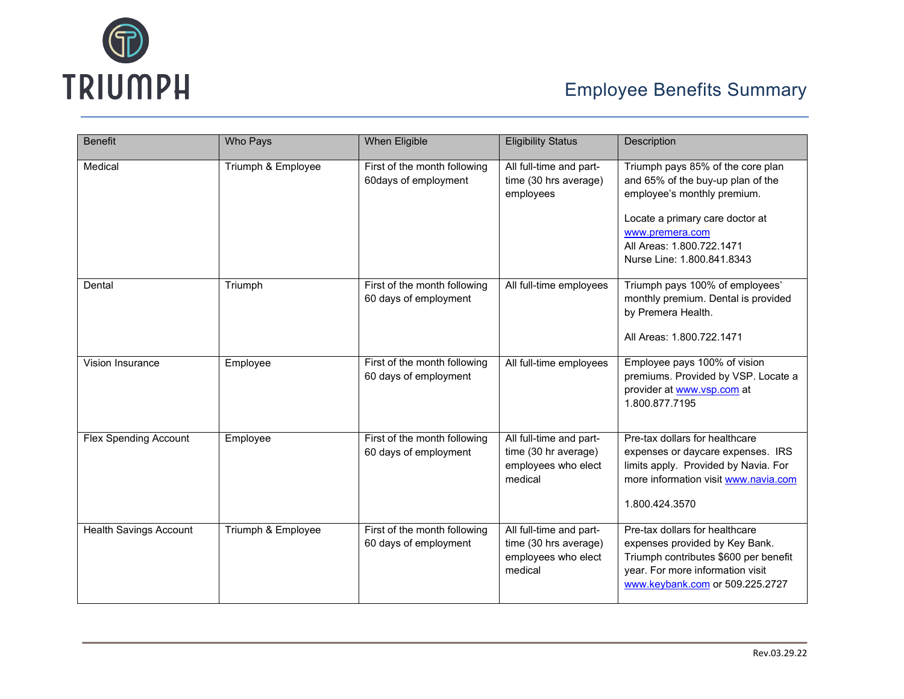# TRIUMPH

## Employee Benefits Summary

| Benefit | Who Pays | When Eligible | Eligibility Status | Description |
|---|---|---|---|---|
| Medical | Triumph & Employee | First of the month following 60days of employment | All full-time and part-time (30 hrs average) employees | Triumph pays 85% of the core plan and 65% of the buy-up plan of the employee's monthly premium.<br><br>Locate a primary care doctor at www.premera.com<br>All Areas: 1.800.722.1471<br>Nurse Line: 1.800.841.8343 |
| Dental | Triumph | First of the month following 60 days of employment | All full-time employees | Triumph pays 100% of employees' monthly premium. Dental is provided by Premera Health.<br><br>All Areas: 1.800.722.1471 |
| Vision Insurance | Employee | First of the month following 60 days of employment | All full-time employees | Employee pays 100% of vision premiums. Provided by VSP. Locate a provider at www.vsp.com at 1.800.877.7195 |
| Flex Spending Account | Employee | First of the month following 60 days of employment | All full-time and part-time (30 hr average) employees who elect medical | Pre-tax dollars for healthcare expenses or daycare expenses. IRS limits apply. Provided by Navia. For more information visit www.navia.com<br><br>1.800.424.3570 |
| Health Savings Account | Triumph & Employee | First of the month following 60 days of employment | All full-time and part-time (30 hrs average) employees who elect medical | Pre-tax dollars for healthcare expenses provided by Key Bank. Triumph contributes $600 per benefit year. For more information visit www.keybank.com or 509.225.2727 |

Rev.03.29.22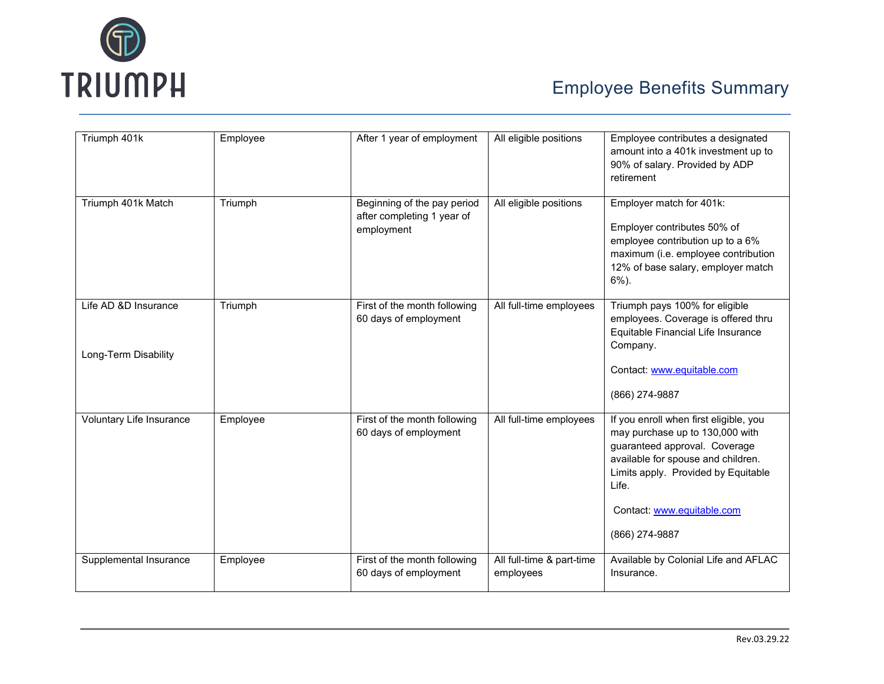# Employee Benefits Summary

| | | | | |
|---|---|---|---|---|
| Triumph 401k | Employee | After 1 year of employment | All eligible positions | Employee contributes a designated amount into a 401k investment up to 90% of salary. Provided by ADP retirement |
| Triumph 401k Match | Triumph | Beginning of the pay period after completing 1 year of employment | All eligible positions | Employer match for 401k:<br><br>Employer contributes 50% of employee contribution up to a 6% maximum (i.e. employee contribution 12% of base salary, employer match 6%). |
| Life AD &D Insurance<br><br>Long-Term Disability | Triumph | First of the month following 60 days of employment | All full-time employees | Triumph pays 100% for eligible employees. Coverage is offered thru Equitable Financial Life Insurance Company.<br><br>Contact: www.equitable.com<br><br>(866) 274-9887 |
| Voluntary Life Insurance | Employee | First of the month following 60 days of employment | All full-time employees | If you enroll when first eligible, you may purchase up to 130,000 with guaranteed approval. Coverage available for spouse and children. Limits apply. Provided by Equitable Life.<br><br>Contact: www.equitable.com<br><br>(866) 274-9887 |
| Supplemental Insurance | Employee | First of the month following 60 days of employment | All full-time & part-time employees | Available by Colonial Life and AFLAC Insurance. |

Rev.03.29.22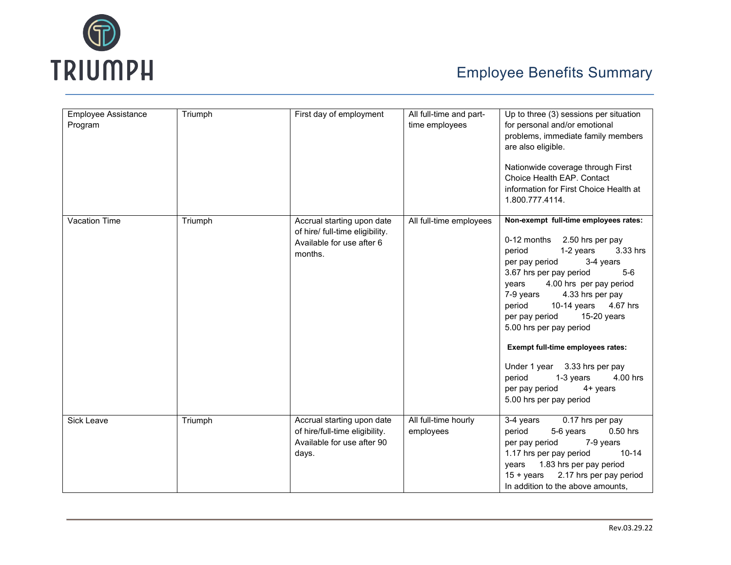# TRIUMPH

## Employee Benefits Summary

| | | | | |
|---|---|---|---|---|
| Employee Assistance Program | Triumph | First day of employment | All full-time and part-time employees | Up to three (3) sessions per situation for personal and/or emotional problems, immediate family members are also eligible.<br><br>Nationwide coverage through First Choice Health EAP. Contact information for First Choice Health at 1.800.777.4114. |
| Vacation Time | Triumph | Accrual starting upon date of hire/ full-time eligibility. Available for use after 6 months. | All full-time employees | **Non-exempt full-time employees rates:**<br><br>0-12 months 2.50 hrs per pay period 1-2 years 3.33 hrs per pay period 3-4 years 3.67 hrs per pay period 5-6 years 4.00 hrs per pay period 7-9 years 4.33 hrs per pay period 10-14 years 4.67 hrs per pay period 15-20 years 5.00 hrs per pay period<br><br>**Exempt full-time employees rates:**<br><br>Under 1 year 3.33 hrs per pay period 1-3 years 4.00 hrs per pay period 4+ years 5.00 hrs per pay period |
| Sick Leave | Triumph | Accrual starting upon date of hire/full-time eligibility. Available for use after 90 days. | All full-time hourly employees | 3-4 years 0.17 hrs per pay period 5-6 years 0.50 hrs per pay period 7-9 years 1.17 hrs per pay period 10-14 years 1.83 hrs per pay period 15 + years 2.17 hrs per pay period In addition to the above amounts, |

Rev.03.29.22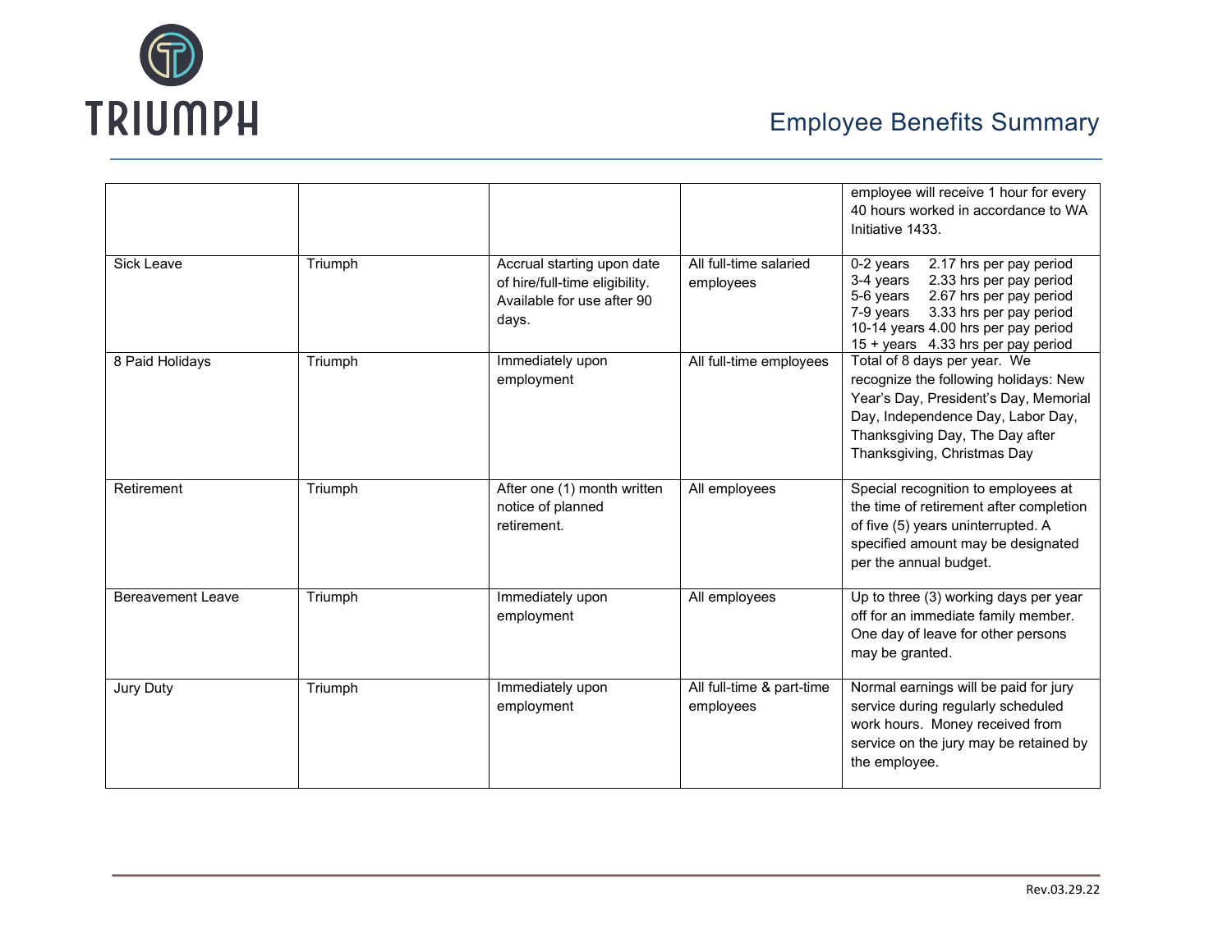| | | | | employee will receive 1 hour for every 40 hours worked in accordance to WA Initiative 1433. |
|---|---|---|---|---|
| Sick Leave | Triumph | Accrual starting upon date of hire/full-time eligibility. Available for use after 90 days. | All full-time salaried employees | 0-2 years 2.17 hrs per pay period<br>3-4 years 2.33 hrs per pay period<br>5-6 years 2.67 hrs per pay period<br>7-9 years 3.33 hrs per pay period<br>10-14 years 4.00 hrs per pay period<br>15 + years 4.33 hrs per pay period |
| 8 Paid Holidays | Triumph | Immediately upon employment | All full-time employees | Total of 8 days per year. We recognize the following holidays: New Year's Day, President's Day, Memorial Day, Independence Day, Labor Day, Thanksgiving Day, The Day after Thanksgiving, Christmas Day |
| Retirement | Triumph | After one (1) month written notice of planned retirement. | All employees | Special recognition to employees at the time of retirement after completion of five (5) years uninterrupted. A specified amount may be designated per the annual budget. |
| Bereavement Leave | Triumph | Immediately upon employment | All employees | Up to three (3) working days per year off for an immediate family member. One day of leave for other persons may be granted. |
| Jury Duty | Triumph | Immediately upon employment | All full-time & part-time employees | Normal earnings will be paid for jury service during regularly scheduled work hours. Money received from service on the jury may be retained by the employee. |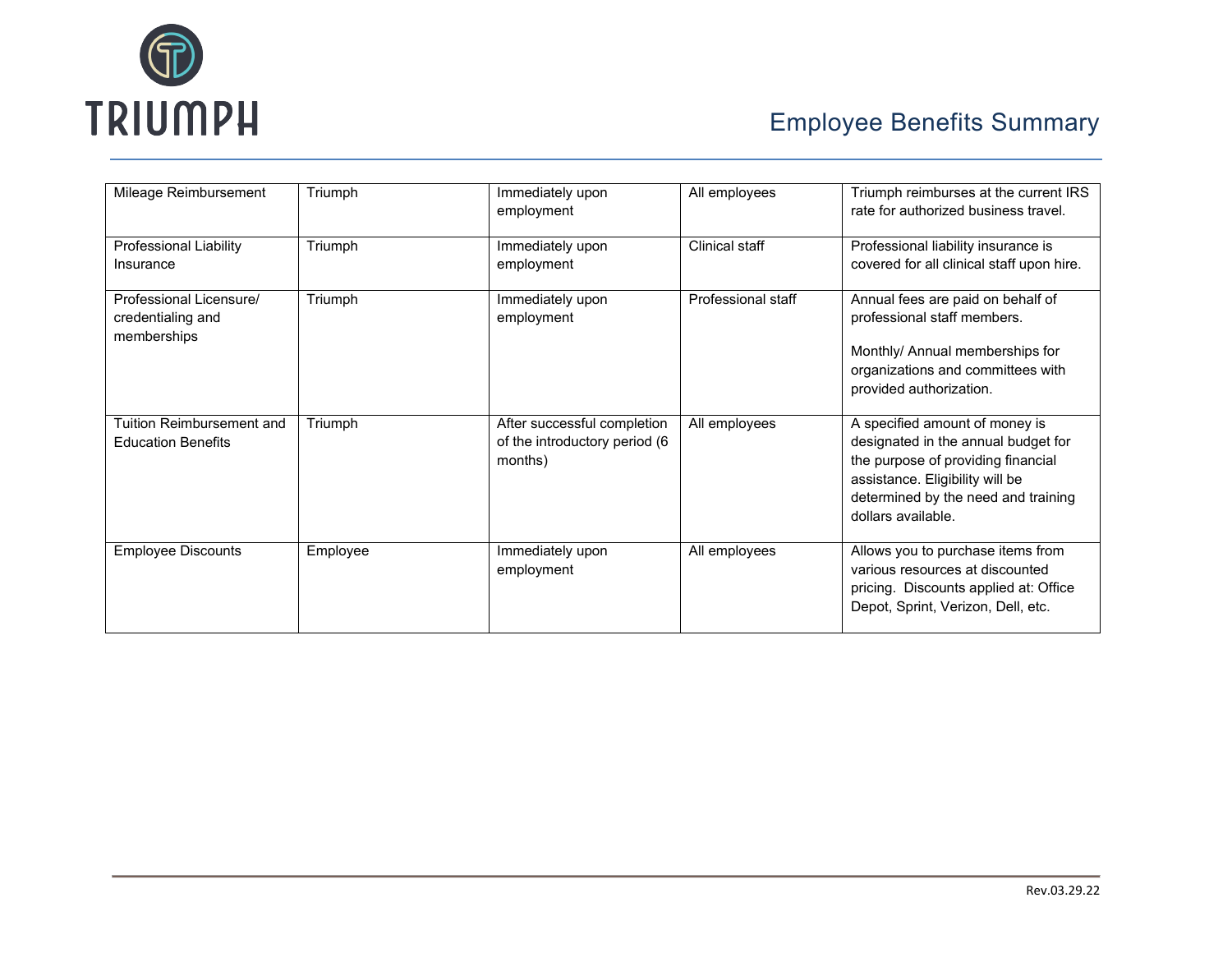# Employee Benefits Summary

| | | | | |
|---|---|---|---|---|
| Mileage Reimbursement | Triumph | Immediately upon employment | All employees | Triumph reimburses at the current IRS rate for authorized business travel. |
| Professional Liability Insurance | Triumph | Immediately upon employment | Clinical staff | Professional liability insurance is covered for all clinical staff upon hire. |
| Professional Licensure/ credentialing and memberships | Triumph | Immediately upon employment | Professional staff | Annual fees are paid on behalf of professional staff members.<br><br>Monthly/ Annual memberships for organizations and committees with provided authorization. |
| Tuition Reimbursement and Education Benefits | Triumph | After successful completion of the introductory period (6 months) | All employees | A specified amount of money is designated in the annual budget for the purpose of providing financial assistance. Eligibility will be determined by the need and training dollars available. |
| Employee Discounts | Employee | Immediately upon employment | All employees | Allows you to purchase items from various resources at discounted pricing. Discounts applied at: Office Depot, Sprint, Verizon, Dell, etc. |

Rev.03.29.22